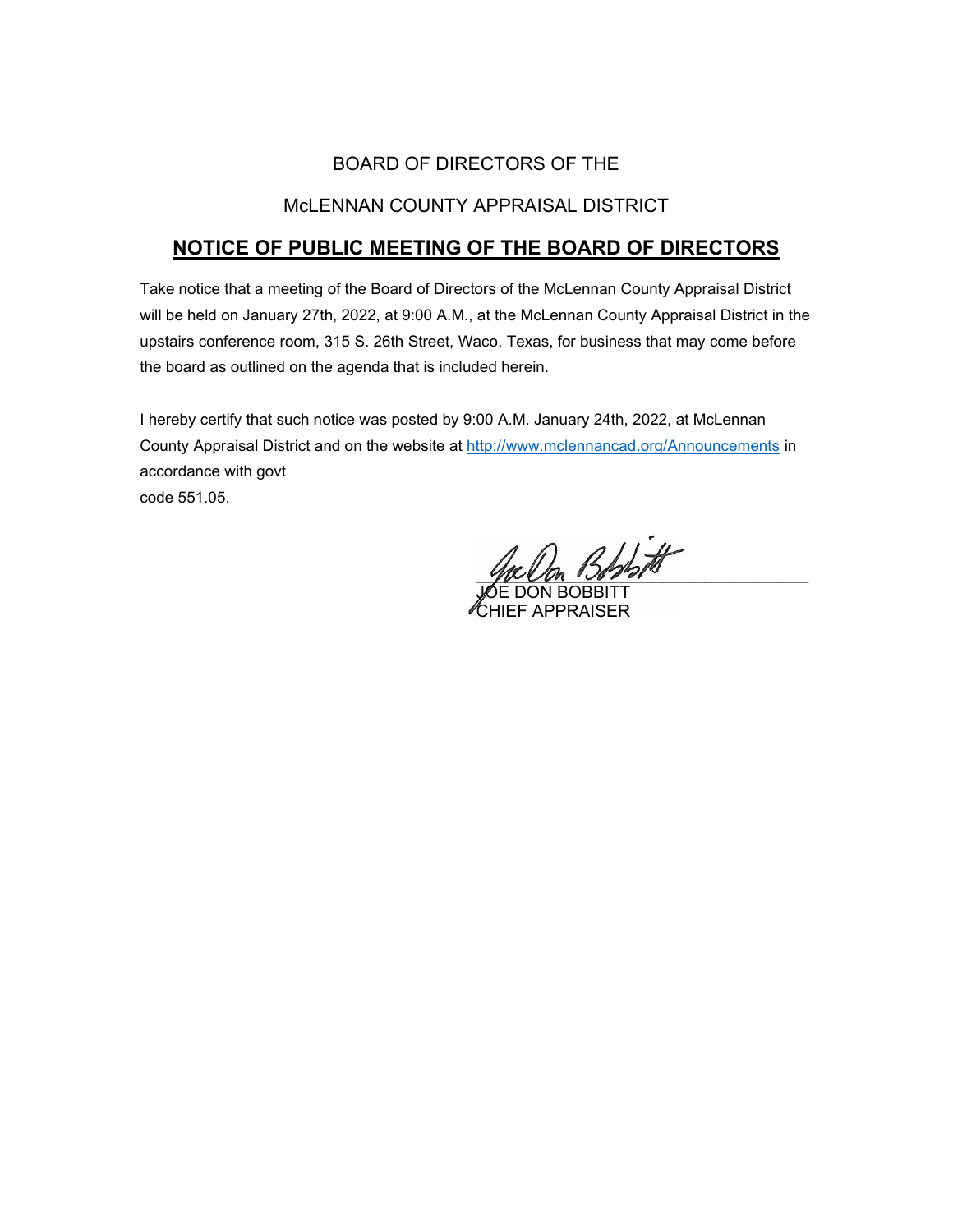BOARD OF DIRECTORS OF THE

McLENNAN COUNTY APPRAISAL DISTRICT

## NOTICE OF PUBLIC MEETING OF THE BOARD OF DIRECTORS

Take notice that a meeting of the Board of Directors of the McLennan County Appraisal District will be held on January 27th, 2022, at 9:00 A.M., at the McLennan County Appraisal District in the upstairs conference room, 315 S. 26th Street, Waco, Texas, for business that may come before the board as outlined on the agenda that is included herein.

I hereby certify that such notice was posted by 9:00 A.M. January 24th, 2022, at McLennan County Appraisal District and on the website at [http://www.mclennancad.org/Announcements](http://www.mclennancad.org/Announcements) in accordance with govt code 551.05.

JOE DON BOBBITT
CHIEF APPRAISER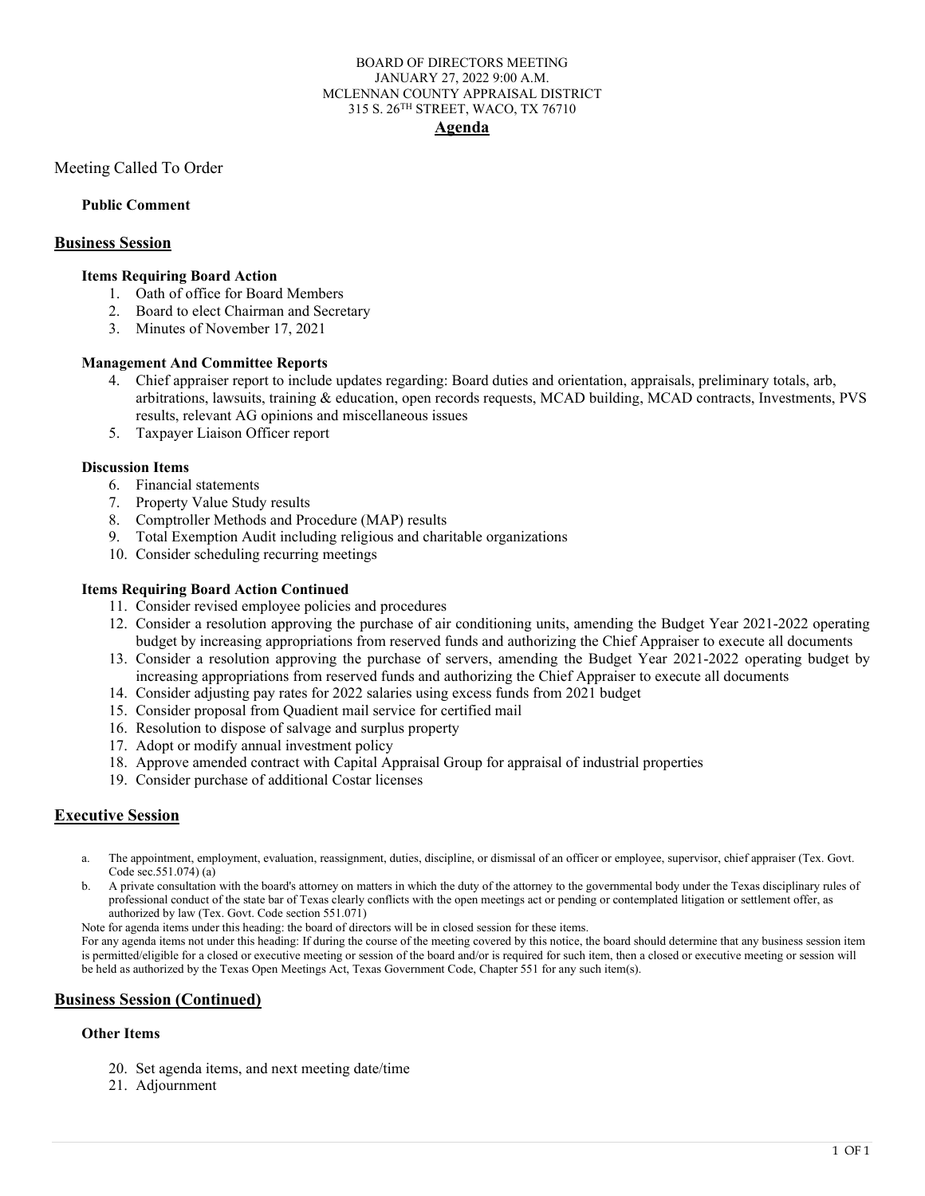BOARD OF DIRECTORS MEETING
JANUARY 27, 2022 9:00 A.M.
MCLENNAN COUNTY APPRAISAL DISTRICT
315 S. 26TH STREET, WACO, TX 76710

# Agenda

Meeting Called To Order

**Public Comment**

## Business Session

### Items Requiring Board Action

1. Oath of office for Board Members
2. Board to elect Chairman and Secretary
3. Minutes of November 17, 2021

### Management And Committee Reports

4. Chief appraiser report to include updates regarding: Board duties and orientation, appraisals, preliminary totals, arb, arbitrations, lawsuits, training & education, open records requests, MCAD building, MCAD contracts, Investments, PVS results, relevant AG opinions and miscellaneous issues
5. Taxpayer Liaison Officer report

### Discussion Items

6. Financial statements
7. Property Value Study results
8. Comptroller Methods and Procedure (MAP) results
9. Total Exemption Audit including religious and charitable organizations
10. Consider scheduling recurring meetings

### Items Requiring Board Action Continued

11. Consider revised employee policies and procedures
12. Consider a resolution approving the purchase of air conditioning units, amending the Budget Year 2021-2022 operating budget by increasing appropriations from reserved funds and authorizing the Chief Appraiser to execute all documents
13. Consider a resolution approving the purchase of servers, amending the Budget Year 2021-2022 operating budget by increasing appropriations from reserved funds and authorizing the Chief Appraiser to execute all documents
14. Consider adjusting pay rates for 2022 salaries using excess funds from 2021 budget
15. Consider proposal from Quadient mail service for certified mail
16. Resolution to dispose of salvage and surplus property
17. Adopt or modify annual investment policy
18. Approve amended contract with Capital Appraisal Group for appraisal of industrial properties
19. Consider purchase of additional Costar licenses

## Executive Session

a. The appointment, employment, evaluation, reassignment, duties, discipline, or dismissal of an officer or employee, supervisor, chief appraiser (Tex. Govt. Code sec.551.074) (a)

b. A private consultation with the board's attorney on matters in which the duty of the attorney to the governmental body under the Texas disciplinary rules of professional conduct of the state bar of Texas clearly conflicts with the open meetings act or pending or contemplated litigation or settlement offer, as authorized by law (Tex. Govt. Code section 551.071)

Note for agenda items under this heading: the board of directors will be in closed session for these items.

For any agenda items not under this heading: If during the course of the meeting covered by this notice, the board should determine that any business session item is permitted/eligible for a closed or executive meeting or session of the board and/or is required for such item, then a closed or executive meeting or session will be held as authorized by the Texas Open Meetings Act, Texas Government Code, Chapter 551 for any such item(s).

## Business Session (Continued)

### Other Items

20. Set agenda items, and next meeting date/time
21. Adjournment